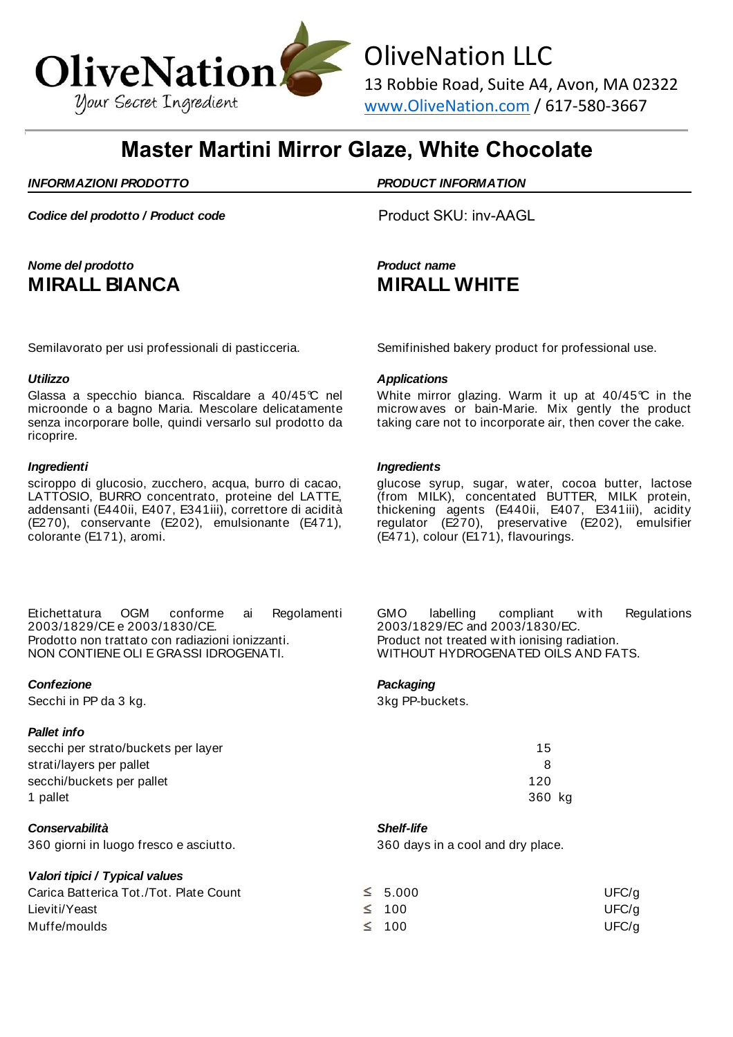OliveNation
*Your Secret Ingredient*

OliveNation LLC
13 Robbie Road, Suite A4, Avon, MA 02322
www.OliveNation.com / 617-580-3667

# Master Martini Mirror Glaze, White Chocolate

| *INFORMAZIONI PRODOTTO* | *PRODUCT INFORMATION* |
|---|---|
| ***Codice del prodotto / Product code*** | Product SKU: inv-AAGL |

***Nome del prodotto***
## MIRALL BIANCA

***Product name***
## MIRALL WHITE

Semilavorato per usi professionali di pasticceria.

Semifinished bakery product for professional use.

***Utilizzo***

Glassa a specchio bianca. Riscaldare a 40/45°C nel microonde o a bagno Maria. Mescolare delicatamente senza incorporare bolle, quindi versarlo sul prodotto da ricoprire.

***Applications***

White mirror glazing. Warm it up at 40/45°C in the microwaves or bain-Marie. Mix gently the product taking care not to incorporate air, then cover the cake.

***Ingredienti***

sciroppo di glucosio, zucchero, acqua, burro di cacao, LATTOSIO, BURRO concentrato, proteine del LATTE, addensanti (E440ii, E407, E341iii), correttore di acidità (E270), conservante (E202), emulsionante (E471), colorante (E171), aromi.

***Ingredients***

glucose syrup, sugar, water, cocoa butter, lactose (from MILK), concentated BUTTER, MILK protein, thickening agents (E440ii, E407, E341iii), acidity regulator (E270), preservative (E202), emulsifier (E471), colour (E171), flavourings.

Etichettatura OGM conforme ai Regolamenti 2003/1829/CE e 2003/1830/CE.
Prodotto non trattato con radiazioni ionizzanti.
NON CONTIENE OLI E GRASSI IDROGENATI.

GMO labelling compliant with Regulations 2003/1829/EC and 2003/1830/EC.
Product not treated with ionising radiation.
WITHOUT HYDROGENATED OILS AND FATS.

***Confezione***

Secchi in PP da 3 kg.

***Packaging***

3kg PP-buckets.

***Pallet info***

| | |
|---|---|
| secchi per strato/buckets per layer | 15 |
| strati/layers per pallet | 8 |
| secchi/buckets per pallet | 120 |
| 1 pallet | 360 kg |

***Conservabilità***

360 giorni in luogo fresco e asciutto.

***Shelf-life***

360 days in a cool and dry place.

***Valori tipici / Typical values***

| | | |
|---|---|---|
| Carica Batterica Tot./Tot. Plate Count | ≤ 5.000 | UFC/g |
| Lieviti/Yeast | ≤ 100 | UFC/g |
| Muffe/moulds | ≤ 100 | UFC/g |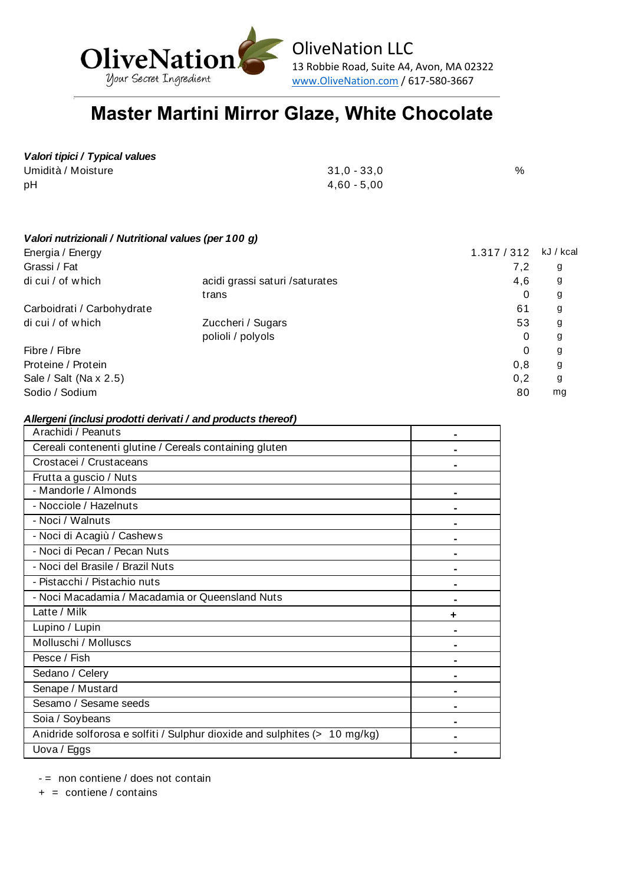OliveNation LLC
13 Robbie Road, Suite A4, Avon, MA 02322
www.OliveNation.com / 617-580-3667

# Master Martini Mirror Glaze, White Chocolate

***Valori tipici / Typical values***

| | | |
|---|---|---|
| Umidità / Moisture | 31,0 - 33,0 | % |
| pH | 4,60 - 5,00 | |

***Valori nutrizionali / Nutritional values (per 100 g)***

| | | | |
|---|---|---|---|
| Energia / Energy | | 1.317 / 312 | kJ / kcal |
| Grassi / Fat | | 7,2 | g |
| di cui / of which | acidi grassi saturi /saturates | 4,6 | g |
| | trans | 0 | g |
| Carboidrati / Carbohydrate | | 61 | g |
| di cui / of which | Zuccheri / Sugars | 53 | g |
| | polioli / polyols | 0 | g |
| Fibre / Fibre | | 0 | g |
| Proteine / Protein | | 0,8 | g |
| Sale / Salt (Na x 2.5) | | 0,2 | g |
| Sodio / Sodium | | 80 | mg |

***Allergeni (inclusi prodotti derivati / and products thereof)***

| Allergen | |
|---|---|
| Arachidi / Peanuts | - |
| Cereali contenenti glutine / Cereals containing gluten | - |
| Crostacei / Crustaceans | - |
| Frutta a guscio / Nuts | |
| - Mandorle / Almonds | - |
| - Nocciole / Hazelnuts | - |
| - Noci / Walnuts | - |
| - Noci di Acagiù / Cashews | - |
| - Noci di Pecan / Pecan Nuts | - |
| - Noci del Brasile / Brazil Nuts | - |
| - Pistacchi / Pistachio nuts | - |
| - Noci Macadamia / Macadamia or Queensland Nuts | - |
| Latte / Milk | + |
| Lupino / Lupin | - |
| Molluschi / Molluscs | - |
| Pesce / Fish | - |
| Sedano / Celery | - |
| Senape / Mustard | - |
| Sesamo / Sesame seeds | - |
| Soia / Soybeans | - |
| Anidride solforosa e solfiti / Sulphur dioxide and sulphites (> 10 mg/kg) | - |
| Uova / Eggs | - |

- = non contiene / does not contain

+ = contiene / contains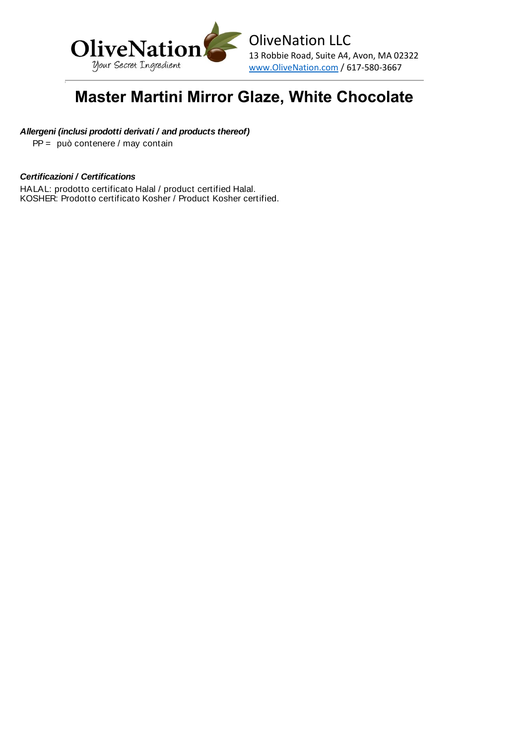OliveNation LLC
13 Robbie Road, Suite A4, Avon, MA 02322
www.OliveNation.com / 617-580-3667

# Master Martini Mirror Glaze, White Chocolate

***Allergeni (inclusi prodotti derivati / and products thereof)***

PP = può contenere / may contain

***Certificazioni / Certifications***

HALAL: prodotto certificato Halal / product certified Halal.
KOSHER: Prodotto certificato Kosher / Product Kosher certified.